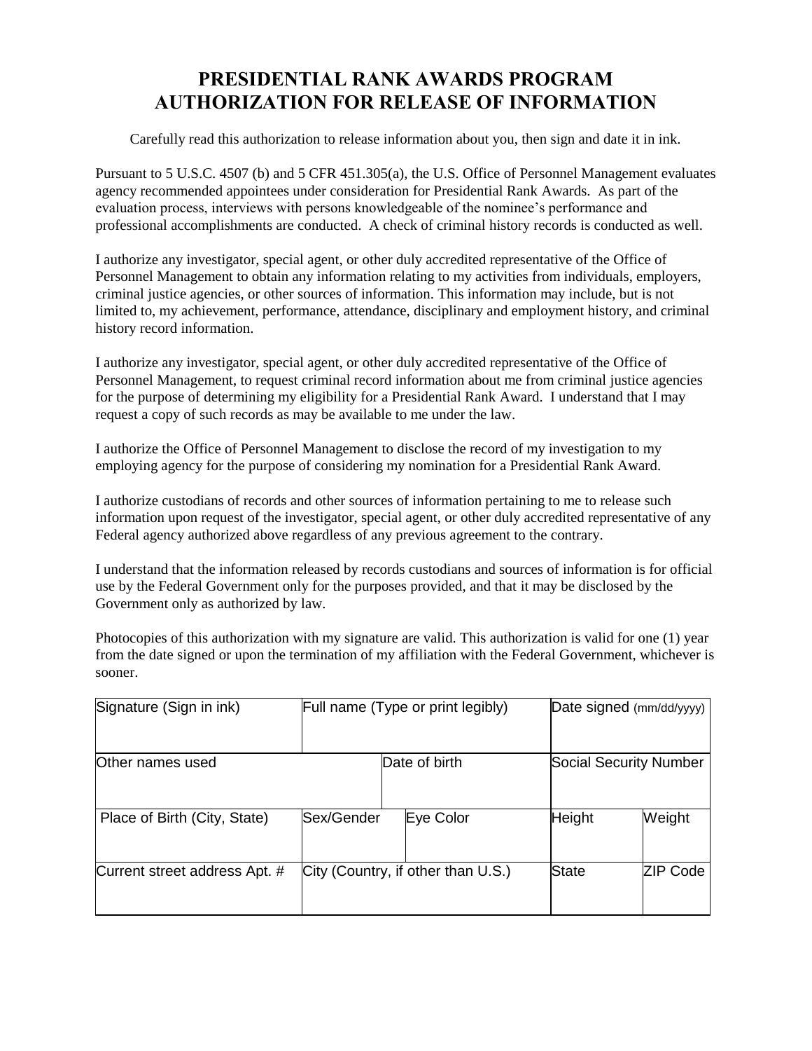# PRESIDENTIAL RANK AWARDS PROGRAM
# AUTHORIZATION FOR RELEASE OF INFORMATION

Carefully read this authorization to release information about you, then sign and date it in ink.

Pursuant to 5 U.S.C. 4507 (b) and 5 CFR 451.305(a), the U.S. Office of Personnel Management evaluates agency recommended appointees under consideration for Presidential Rank Awards. As part of the evaluation process, interviews with persons knowledgeable of the nominee's performance and professional accomplishments are conducted. A check of criminal history records is conducted as well.

I authorize any investigator, special agent, or other duly accredited representative of the Office of Personnel Management to obtain any information relating to my activities from individuals, employers, criminal justice agencies, or other sources of information. This information may include, but is not limited to, my achievement, performance, attendance, disciplinary and employment history, and criminal history record information.

I authorize any investigator, special agent, or other duly accredited representative of the Office of Personnel Management, to request criminal record information about me from criminal justice agencies for the purpose of determining my eligibility for a Presidential Rank Award. I understand that I may request a copy of such records as may be available to me under the law.

I authorize the Office of Personnel Management to disclose the record of my investigation to my employing agency for the purpose of considering my nomination for a Presidential Rank Award.

I authorize custodians of records and other sources of information pertaining to me to release such information upon request of the investigator, special agent, or other duly accredited representative of any Federal agency authorized above regardless of any previous agreement to the contrary.

I understand that the information released by records custodians and sources of information is for official use by the Federal Government only for the purposes provided, and that it may be disclosed by the Government only as authorized by law.

Photocopies of this authorization with my signature are valid. This authorization is valid for one (1) year from the date signed or upon the termination of my affiliation with the Federal Government, whichever is sooner.

| Signature (Sign in ink) | Full name (Type or print legibly) | | Date signed (mm/dd/yyyy) | |
|---|---|---|---|---|
| Other names used | | Date of birth | Social Security Number | |
| Place of Birth (City, State) | Sex/Gender | Eye Color | Height | Weight |
| Current street address Apt. # | City (Country, if other than U.S.) | | State | ZIP Code |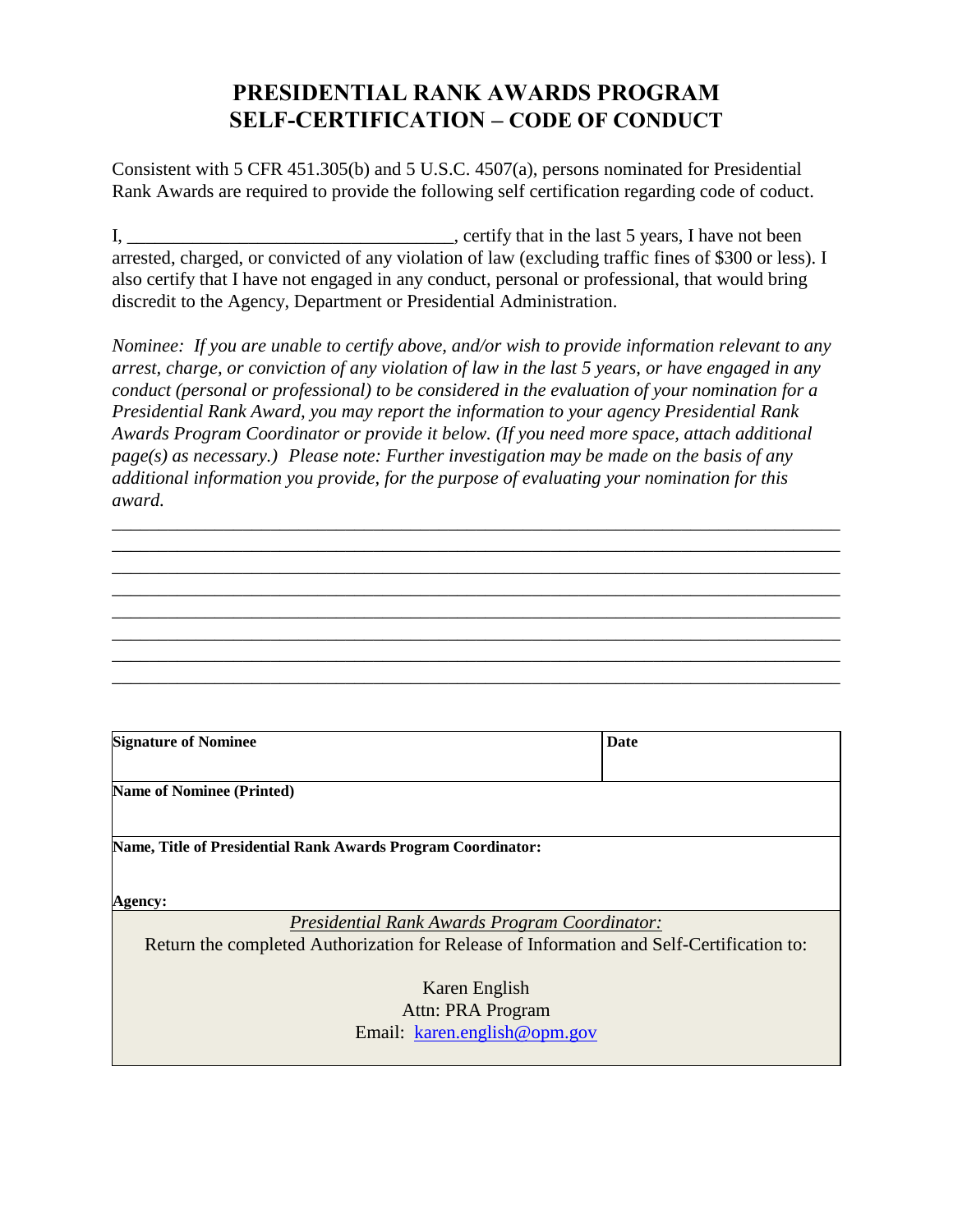# PRESIDENTIAL RANK AWARDS PROGRAM
# SELF-CERTIFICATION – CODE OF CONDUCT

Consistent with 5 CFR 451.305(b) and 5 U.S.C. 4507(a), persons nominated for Presidential Rank Awards are required to provide the following self certification regarding code of coduct.

I, ____________________________________, certify that in the last 5 years, I have not been arrested, charged, or convicted of any violation of law (excluding traffic fines of $300 or less). I also certify that I have not engaged in any conduct, personal or professional, that would bring discredit to the Agency, Department or Presidential Administration.

*Nominee: If you are unable to certify above, and/or wish to provide information relevant to any arrest, charge, or conviction of any violation of law in the last 5 years, or have engaged in any conduct (personal or professional) to be considered in the evaluation of your nomination for a Presidential Rank Award, you may report the information to your agency Presidential Rank Awards Program Coordinator or provide it below. (If you need more space, attach additional page(s) as necessary.) Please note: Further investigation may be made on the basis of any additional information you provide, for the purpose of evaluating your nomination for this award.*

________________________________________________________________________________
________________________________________________________________________________
________________________________________________________________________________
________________________________________________________________________________
________________________________________________________________________________
________________________________________________________________________________
________________________________________________________________________________
________________________________________________________________________________

| | |
|---|---|
| **Signature of Nominee** | **Date** |
| **Name of Nominee (Printed)** | |
| **Name, Title of Presidential Rank Awards Program Coordinator:** <br><br> **Agency:** | |
| *Presidential Rank Awards Program Coordinator:* <br> Return the completed Authorization for Release of Information and Self-Certification to: <br><br> Karen English <br> Attn: PRA Program <br> Email: karen.english@opm.gov | |